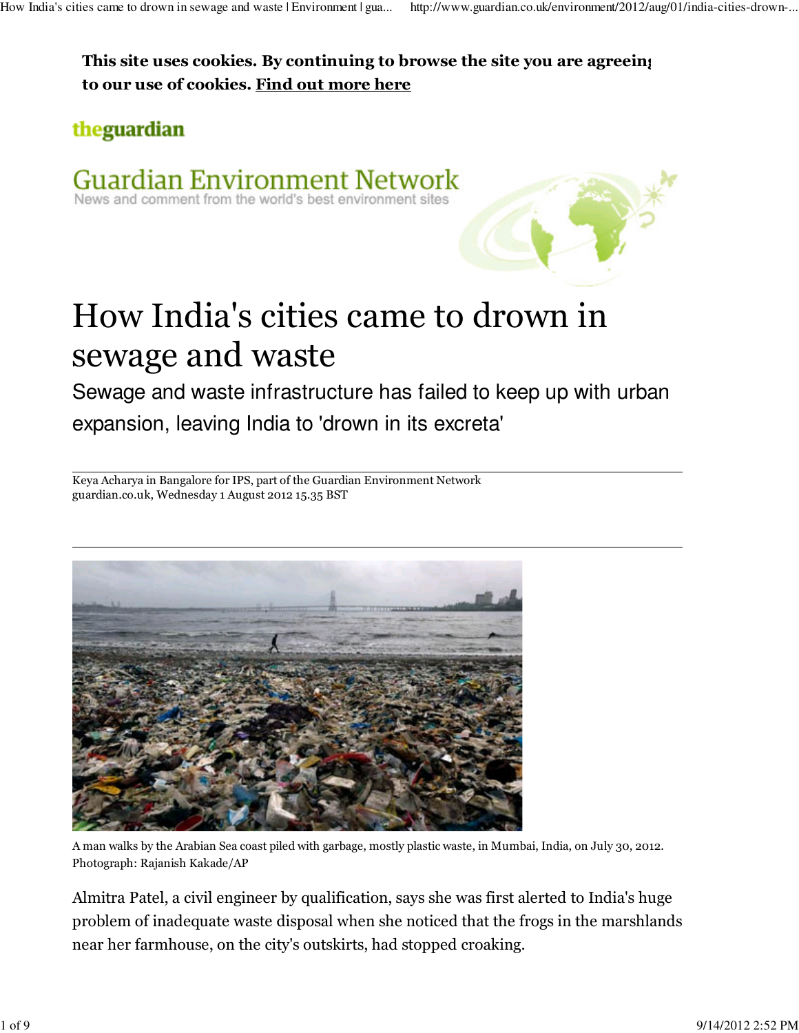This site uses cookies. By continuing to browse the site you are agreeing to our use of cookies. Find out more here

theguardian

Guardian Environment Network
News and comment from the world's best environment sites

# How India's cities came to drown in sewage and waste

## Sewage and waste infrastructure has failed to keep up with urban expansion, leaving India to 'drown in its excreta'

Keya Acharya in Bangalore for IPS, part of the Guardian Environment Network
guardian.co.uk, Wednesday 1 August 2012 15.35 BST

A man walks by the Arabian Sea coast piled with garbage, mostly plastic waste, in Mumbai, India, on July 30, 2012. Photograph: Rajanish Kakade/AP

Almitra Patel, a civil engineer by qualification, says she was first alerted to India's huge problem of inadequate waste disposal when she noticed that the frogs in the marshlands near her farmhouse, on the city's outskirts, had stopped croaking.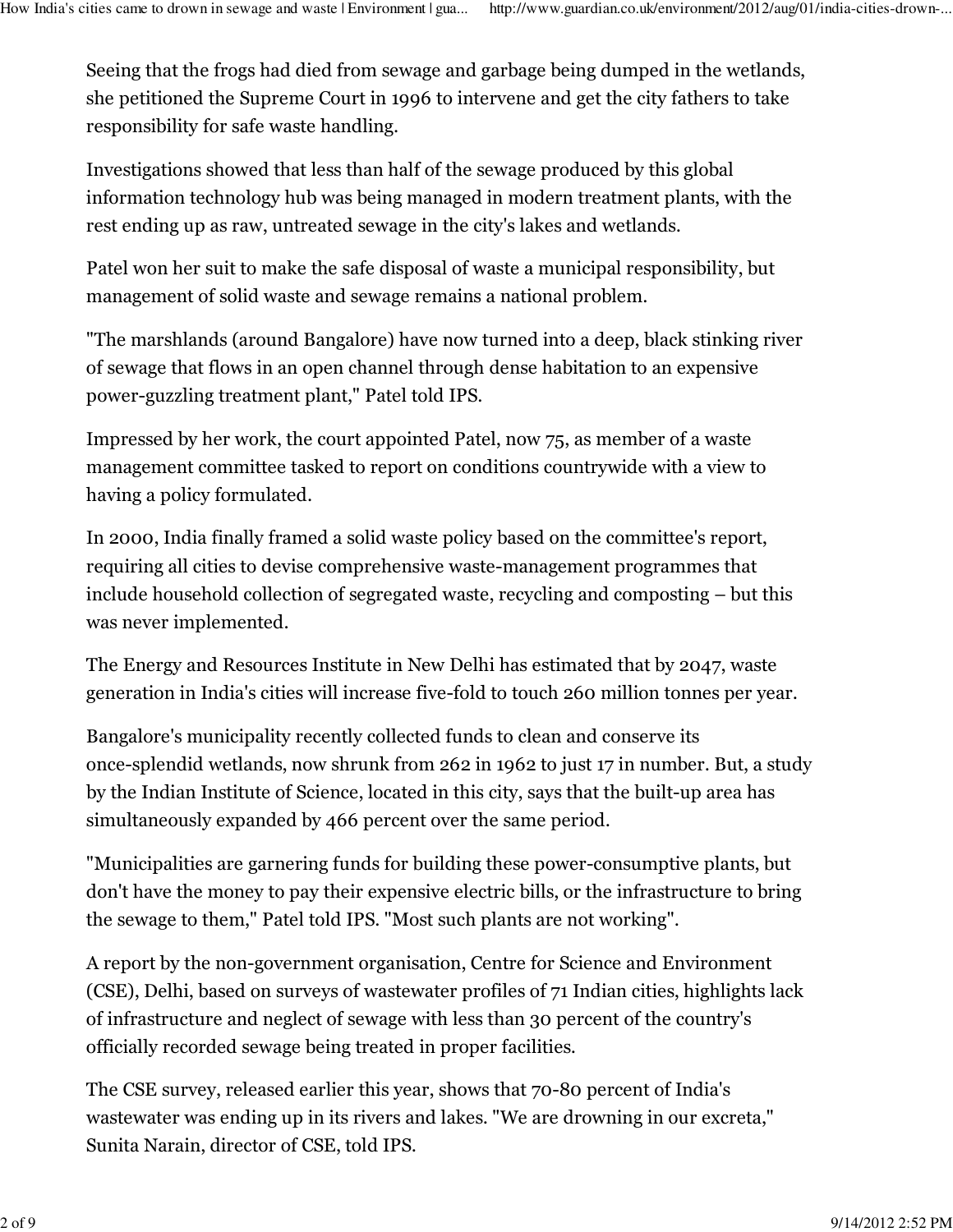Seeing that the frogs had died from sewage and garbage being dumped in the wetlands, she petitioned the Supreme Court in 1996 to intervene and get the city fathers to take responsibility for safe waste handling.

Investigations showed that less than half of the sewage produced by this global information technology hub was being managed in modern treatment plants, with the rest ending up as raw, untreated sewage in the city's lakes and wetlands.

Patel won her suit to make the safe disposal of waste a municipal responsibility, but management of solid waste and sewage remains a national problem.

"The marshlands (around Bangalore) have now turned into a deep, black stinking river of sewage that flows in an open channel through dense habitation to an expensive power-guzzling treatment plant," Patel told IPS.

Impressed by her work, the court appointed Patel, now 75, as member of a waste management committee tasked to report on conditions countrywide with a view to having a policy formulated.

In 2000, India finally framed a solid waste policy based on the committee's report, requiring all cities to devise comprehensive waste-management programmes that include household collection of segregated waste, recycling and composting – but this was never implemented.

The Energy and Resources Institute in New Delhi has estimated that by 2047, waste generation in India's cities will increase five-fold to touch 260 million tonnes per year.

Bangalore's municipality recently collected funds to clean and conserve its once-splendid wetlands, now shrunk from 262 in 1962 to just 17 in number. But, a study by the Indian Institute of Science, located in this city, says that the built-up area has simultaneously expanded by 466 percent over the same period.

"Municipalities are garnering funds for building these power-consumptive plants, but don't have the money to pay their expensive electric bills, or the infrastructure to bring the sewage to them," Patel told IPS. "Most such plants are not working".

A report by the non-government organisation, Centre for Science and Environment (CSE), Delhi, based on surveys of wastewater profiles of 71 Indian cities, highlights lack of infrastructure and neglect of sewage with less than 30 percent of the country's officially recorded sewage being treated in proper facilities.

The CSE survey, released earlier this year, shows that 70-80 percent of India's wastewater was ending up in its rivers and lakes. "We are drowning in our excreta," Sunita Narain, director of CSE, told IPS.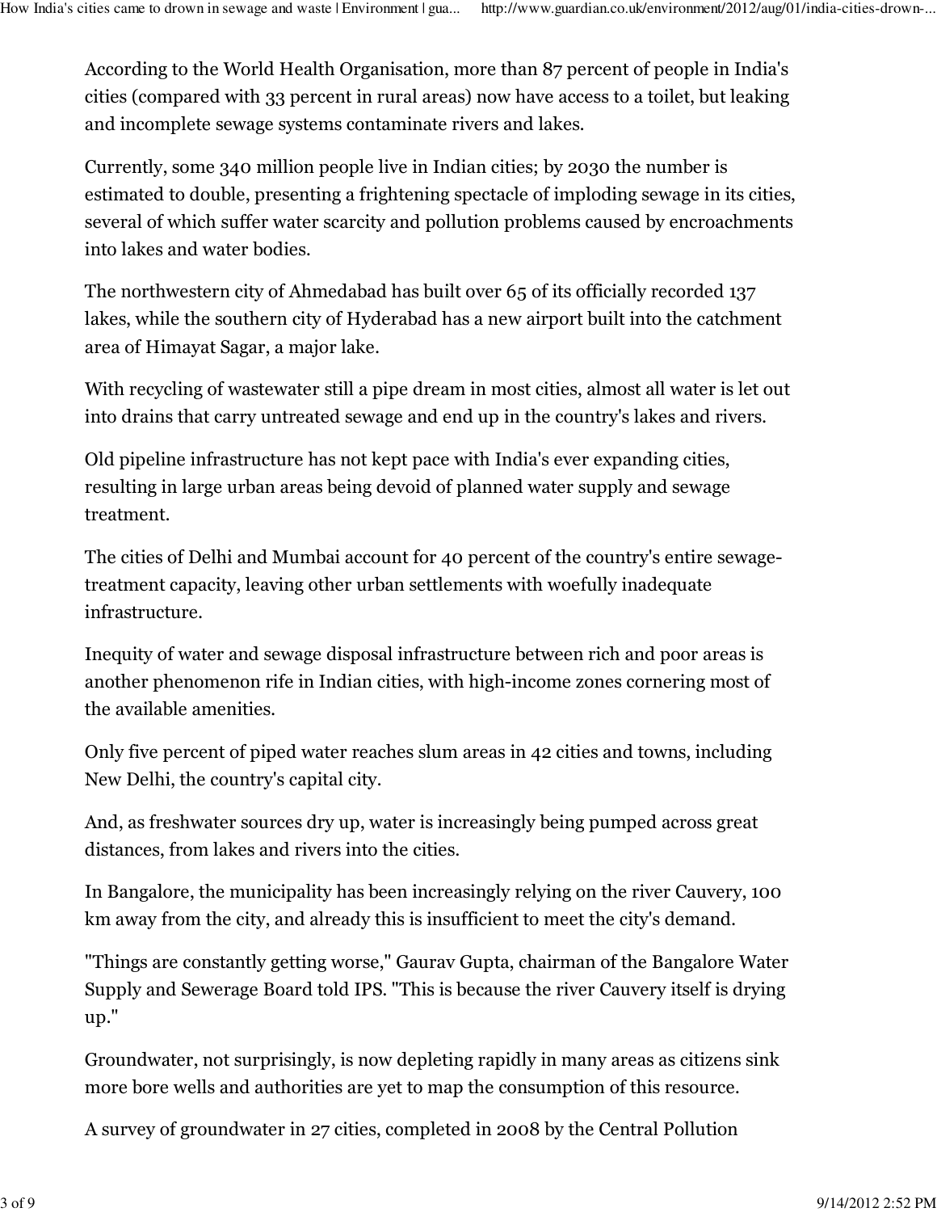According to the World Health Organisation, more than 87 percent of people in India's cities (compared with 33 percent in rural areas) now have access to a toilet, but leaking and incomplete sewage systems contaminate rivers and lakes.

Currently, some 340 million people live in Indian cities; by 2030 the number is estimated to double, presenting a frightening spectacle of imploding sewage in its cities, several of which suffer water scarcity and pollution problems caused by encroachments into lakes and water bodies.

The northwestern city of Ahmedabad has built over 65 of its officially recorded 137 lakes, while the southern city of Hyderabad has a new airport built into the catchment area of Himayat Sagar, a major lake.

With recycling of wastewater still a pipe dream in most cities, almost all water is let out into drains that carry untreated sewage and end up in the country's lakes and rivers.

Old pipeline infrastructure has not kept pace with India's ever expanding cities, resulting in large urban areas being devoid of planned water supply and sewage treatment.

The cities of Delhi and Mumbai account for 40 percent of the country's entire sewage-treatment capacity, leaving other urban settlements with woefully inadequate infrastructure.

Inequity of water and sewage disposal infrastructure between rich and poor areas is another phenomenon rife in Indian cities, with high-income zones cornering most of the available amenities.

Only five percent of piped water reaches slum areas in 42 cities and towns, including New Delhi, the country's capital city.

And, as freshwater sources dry up, water is increasingly being pumped across great distances, from lakes and rivers into the cities.

In Bangalore, the municipality has been increasingly relying on the river Cauvery, 100 km away from the city, and already this is insufficient to meet the city's demand.

"Things are constantly getting worse," Gaurav Gupta, chairman of the Bangalore Water Supply and Sewerage Board told IPS. "This is because the river Cauvery itself is drying up."

Groundwater, not surprisingly, is now depleting rapidly in many areas as citizens sink more bore wells and authorities are yet to map the consumption of this resource.

A survey of groundwater in 27 cities, completed in 2008 by the Central Pollution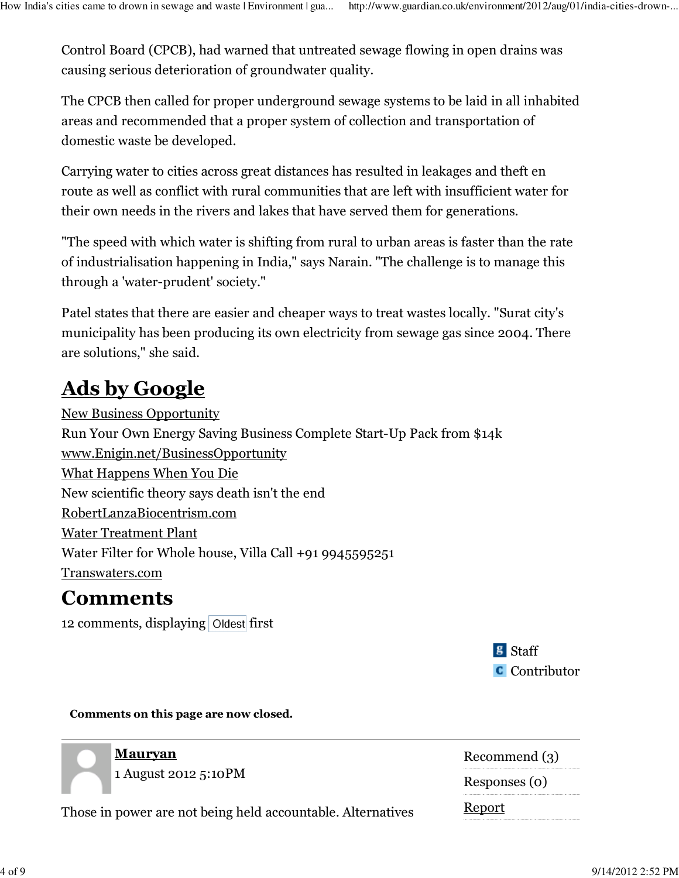Control Board (CPCB), had warned that untreated sewage flowing in open drains was causing serious deterioration of groundwater quality.

The CPCB then called for proper underground sewage systems to be laid in all inhabited areas and recommended that a proper system of collection and transportation of domestic waste be developed.

Carrying water to cities across great distances has resulted in leakages and theft en route as well as conflict with rural communities that are left with insufficient water for their own needs in the rivers and lakes that have served them for generations.

"The speed with which water is shifting from rural to urban areas is faster than the rate of industrialisation happening in India," says Narain. "The challenge is to manage this through a 'water-prudent' society."

Patel states that there are easier and cheaper ways to treat wastes locally. "Surat city's municipality has been producing its own electricity from sewage gas since 2004. There are solutions," she said.

## Ads by Google

New Business Opportunity
Run Your Own Energy Saving Business Complete Start-Up Pack from $14k
www.Enigin.net/BusinessOpportunity

What Happens When You Die
New scientific theory says death isn't the end
RobertLanzaBiocentrism.com

Water Treatment Plant
Water Filter for Whole house, Villa Call +91 9945595251
Transwaters.com

## Comments

12 comments, displaying Oldest first

Staff
Contributor

**Comments on this page are now closed.**

**Mauryan**
1 August 2012 5:10PM

Recommend (3)
Responses (0)
Report

Those in power are not being held accountable. Alternatives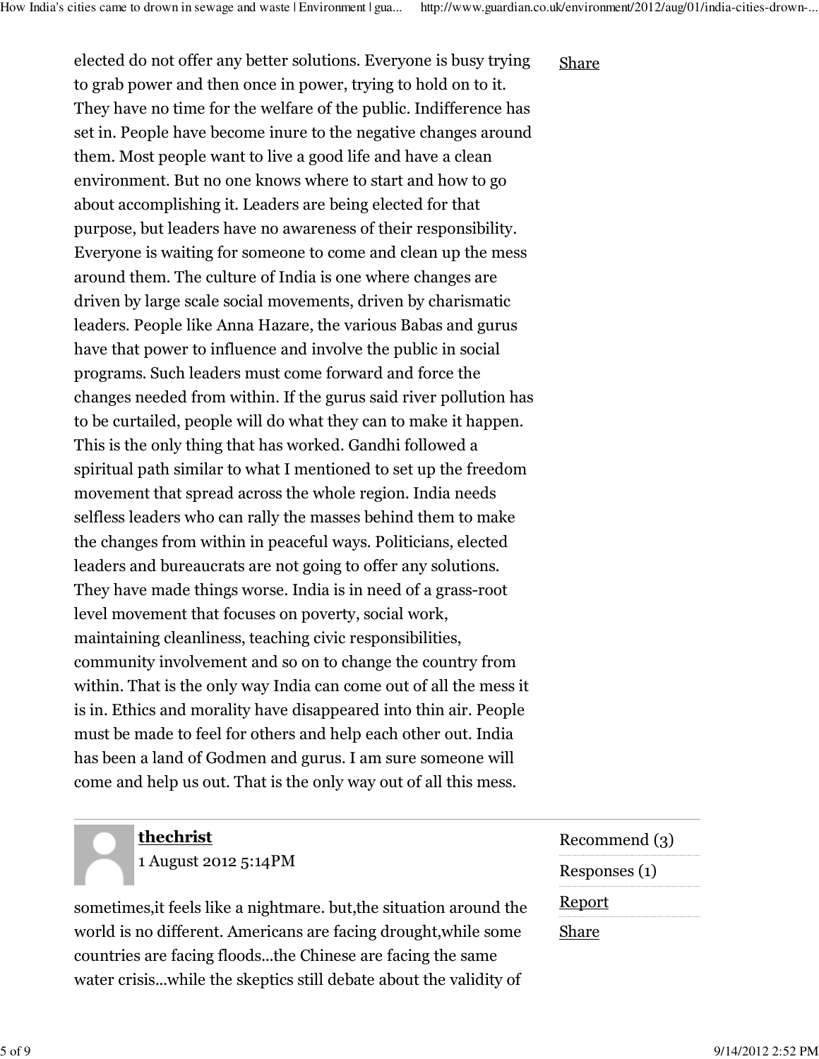elected do not offer any better solutions. Everyone is busy trying to grab power and then once in power, trying to hold on to it. They have no time for the welfare of the public. Indifference has set in. People have become inure to the negative changes around them. Most people want to live a good life and have a clean environment. But no one knows where to start and how to go about accomplishing it. Leaders are being elected for that purpose, but leaders have no awareness of their responsibility. Everyone is waiting for someone to come and clean up the mess around them. The culture of India is one where changes are driven by large scale social movements, driven by charismatic leaders. People like Anna Hazare, the various Babas and gurus have that power to influence and involve the public in social programs. Such leaders must come forward and force the changes needed from within. If the gurus said river pollution has to be curtailed, people will do what they can to make it happen. This is the only thing that has worked. Gandhi followed a spiritual path similar to what I mentioned to set up the freedom movement that spread across the whole region. India needs selfless leaders who can rally the masses behind them to make the changes from within in peaceful ways. Politicians, elected leaders and bureaucrats are not going to offer any solutions. They have made things worse. India is in need of a grass-root level movement that focuses on poverty, social work, maintaining cleanliness, teaching civic responsibilities, community involvement and so on to change the country from within. That is the only way India can come out of all the mess it is in. Ethics and morality have disappeared into thin air. People must be made to feel for others and help each other out. India has been a land of Godmen and gurus. I am sure someone will come and help us out. That is the only way out of all this mess.

Share

---

**thechrist**
1 August 2012 5:14PM

Recommend (3)
Responses (1)
Report
Share

sometimes,it feels like a nightmare. but,the situation around the world is no different. Americans are facing drought,while some countries are facing floods...the Chinese are facing the same water crisis...while the skeptics still debate about the validity of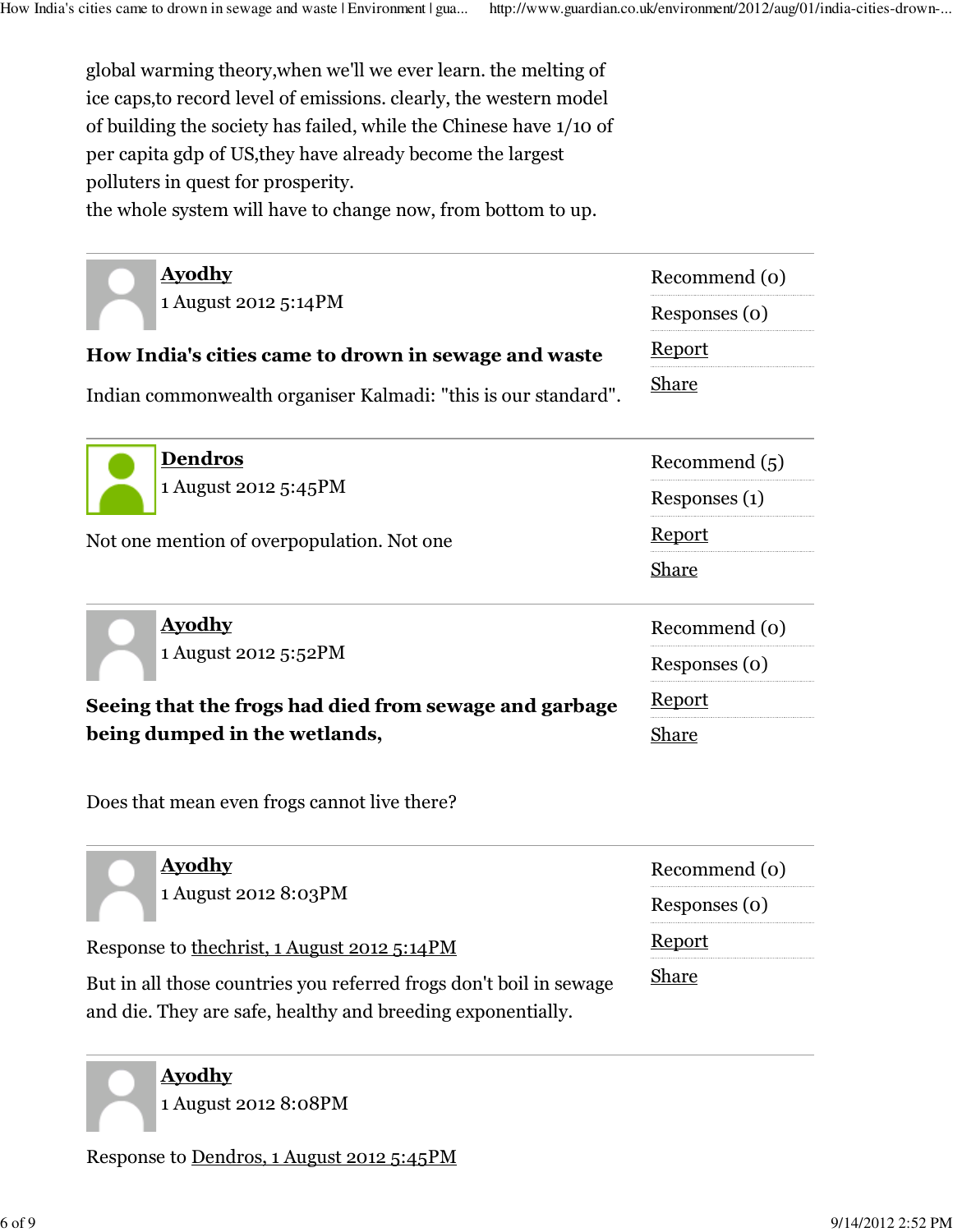global warming theory,when we'll we ever learn. the melting of ice caps,to record level of emissions. clearly, the western model of building the society has failed, while the Chinese have 1/10 of per capita gdp of US,they have already become the largest polluters in quest for prosperity.
the whole system will have to change now, from bottom to up.

---

**Ayodhy**
1 August 2012 5:14PM

Recommend (0)
Responses (0)
Report
Share

**How India's cities came to drown in sewage and waste**

Indian commonwealth organiser Kalmadi: "this is our standard".

---

**Dendros**
1 August 2012 5:45PM

Recommend (5)
Responses (1)
Report
Share

Not one mention of overpopulation. Not one

---

**Ayodhy**
1 August 2012 5:52PM

Recommend (0)
Responses (0)
Report
Share

**Seeing that the frogs had died from sewage and garbage being dumped in the wetlands,**

Does that mean even frogs cannot live there?

---

**Ayodhy**
1 August 2012 8:03PM

Recommend (0)
Responses (0)
Report
Share

Response to thechrist, 1 August 2012 5:14PM

But in all those countries you referred frogs don't boil in sewage and die. They are safe, healthy and breeding exponentially.

---

**Ayodhy**
1 August 2012 8:08PM

Response to Dendros, 1 August 2012 5:45PM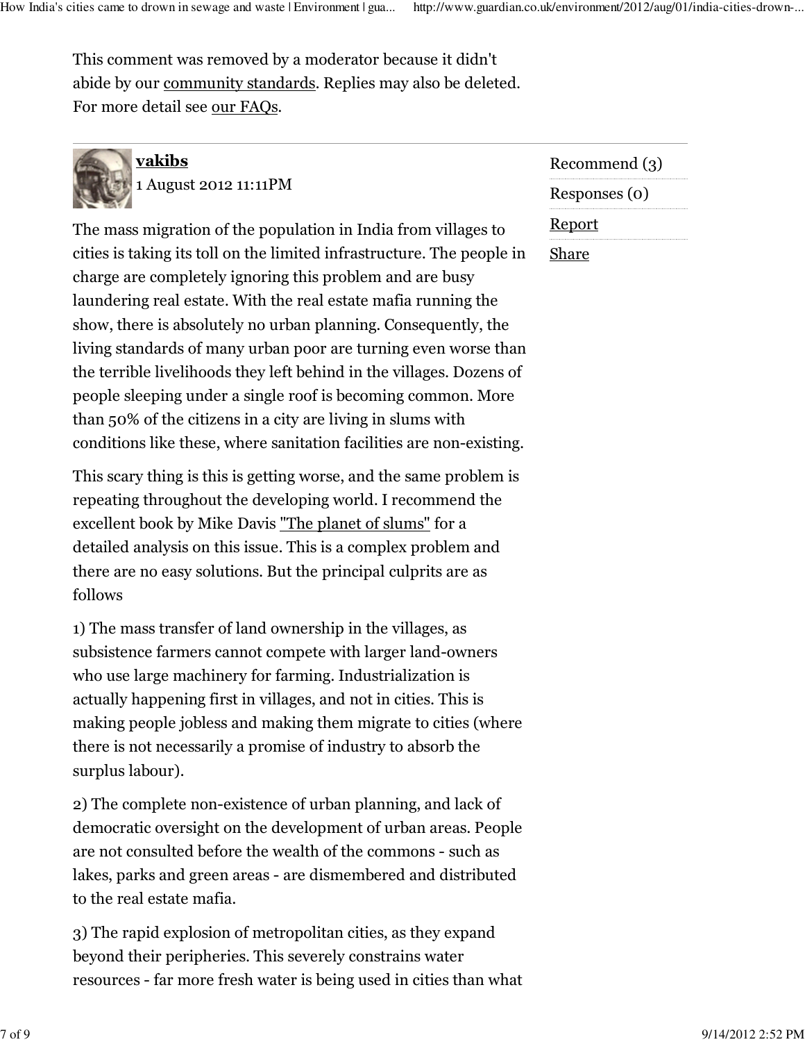This comment was removed by a moderator because it didn't abide by our community standards. Replies may also be deleted. For more detail see our FAQs.

---

**vakibs**
1 August 2012 11:11PM

Recommend (3)
Responses (0)
Report
Share

The mass migration of the population in India from villages to cities is taking its toll on the limited infrastructure. The people in charge are completely ignoring this problem and are busy laundering real estate. With the real estate mafia running the show, there is absolutely no urban planning. Consequently, the living standards of many urban poor are turning even worse than the terrible livelihoods they left behind in the villages. Dozens of people sleeping under a single roof is becoming common. More than 50% of the citizens in a city are living in slums with conditions like these, where sanitation facilities are non-existing.

This scary thing is this is getting worse, and the same problem is repeating throughout the developing world. I recommend the excellent book by Mike Davis "The planet of slums" for a detailed analysis on this issue. This is a complex problem and there are no easy solutions. But the principal culprits are as follows

1) The mass transfer of land ownership in the villages, as subsistence farmers cannot compete with larger land-owners who use large machinery for farming. Industrialization is actually happening first in villages, and not in cities. This is making people jobless and making them migrate to cities (where there is not necessarily a promise of industry to absorb the surplus labour).

2) The complete non-existence of urban planning, and lack of democratic oversight on the development of urban areas. People are not consulted before the wealth of the commons - such as lakes, parks and green areas - are dismembered and distributed to the real estate mafia.

3) The rapid explosion of metropolitan cities, as they expand beyond their peripheries. This severely constrains water resources - far more fresh water is being used in cities than what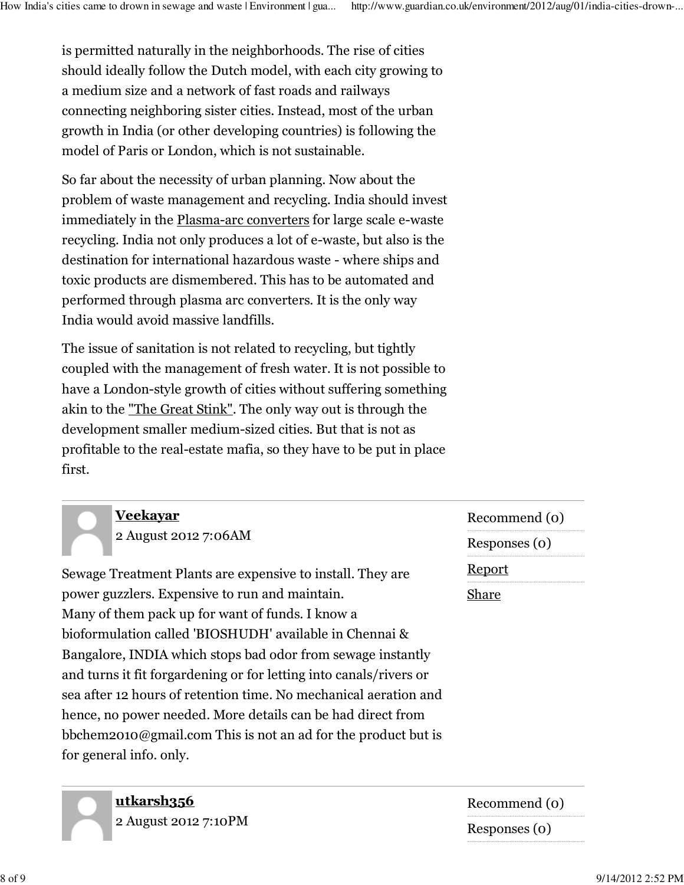is permitted naturally in the neighborhoods. The rise of cities should ideally follow the Dutch model, with each city growing to a medium size and a network of fast roads and railways connecting neighboring sister cities. Instead, most of the urban growth in India (or other developing countries) is following the model of Paris or London, which is not sustainable.

So far about the necessity of urban planning. Now about the problem of waste management and recycling. India should invest immediately in the Plasma-arc converters for large scale e-waste recycling. India not only produces a lot of e-waste, but also is the destination for international hazardous waste - where ships and toxic products are dismembered. This has to be automated and performed through plasma arc converters. It is the only way India would avoid massive landfills.

The issue of sanitation is not related to recycling, but tightly coupled with the management of fresh water. It is not possible to have a London-style growth of cities without suffering something akin to the "The Great Stink". The only way out is through the development smaller medium-sized cities. But that is not as profitable to the real-estate mafia, so they have to be put in place first.

---

**Veekayar**
2 August 2012 7:06AM

Recommend (0)
Responses (0)
Report
Share

Sewage Treatment Plants are expensive to install. They are power guzzlers. Expensive to run and maintain.
Many of them pack up for want of funds. I know a bioformulation called 'BIOSHUDH' available in Chennai & Bangalore, INDIA which stops bad odor from sewage instantly and turns it fit forgardening or for letting into canals/rivers or sea after 12 hours of retention time. No mechanical aeration and hence, no power needed. More details can be had direct from bbchem2010@gmail.com This is not an ad for the product but is for general info. only.

---

**utkarsh356**
2 August 2012 7:10PM

Recommend (0)
Responses (0)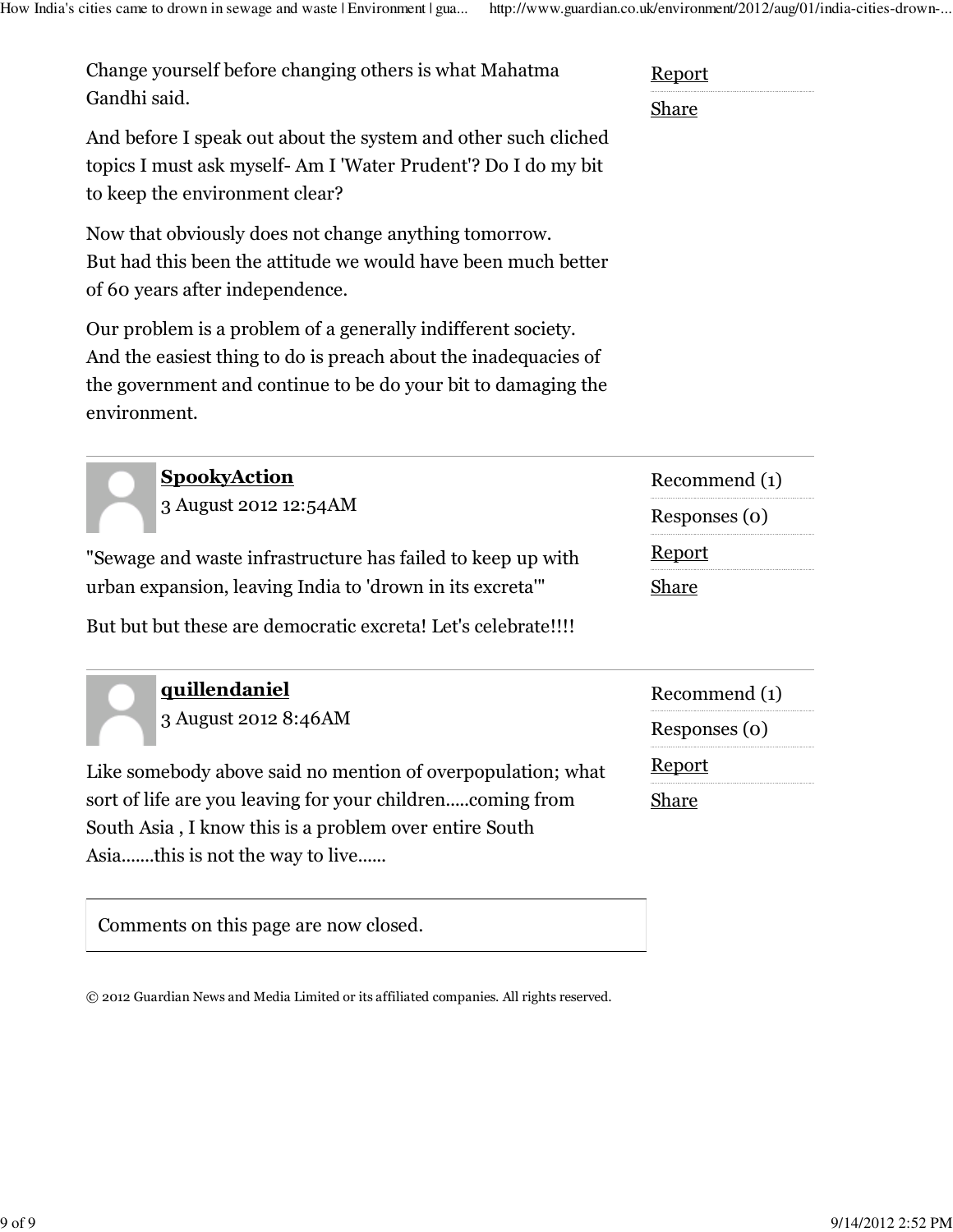Change yourself before changing others is what Mahatma Gandhi said.

And before I speak out about the system and other such cliched topics I must ask myself- Am I 'Water Prudent'? Do I do my bit to keep the environment clear?

Now that obviously does not change anything tomorrow.
But had this been the attitude we would have been much better of 60 years after independence.

Our problem is a problem of a generally indifferent society. And the easiest thing to do is preach about the inadequacies of the government and continue to be do your bit to damaging the environment.

Report

Share

---

**SpookyAction**
3 August 2012 12:54AM

"Sewage and waste infrastructure has failed to keep up with urban expansion, leaving India to 'drown in its excreta'"

But but but these are democratic excreta! Let's celebrate!!!!

Recommend (1)
Responses (0)
Report
Share

---

**quillendaniel**
3 August 2012 8:46AM

Like somebody above said no mention of overpopulation; what sort of life are you leaving for your children.....coming from South Asia , I know this is a problem over entire South Asia.......this is not the way to live......

Recommend (1)
Responses (0)
Report
Share

---

Comments on this page are now closed.

© 2012 Guardian News and Media Limited or its affiliated companies. All rights reserved.